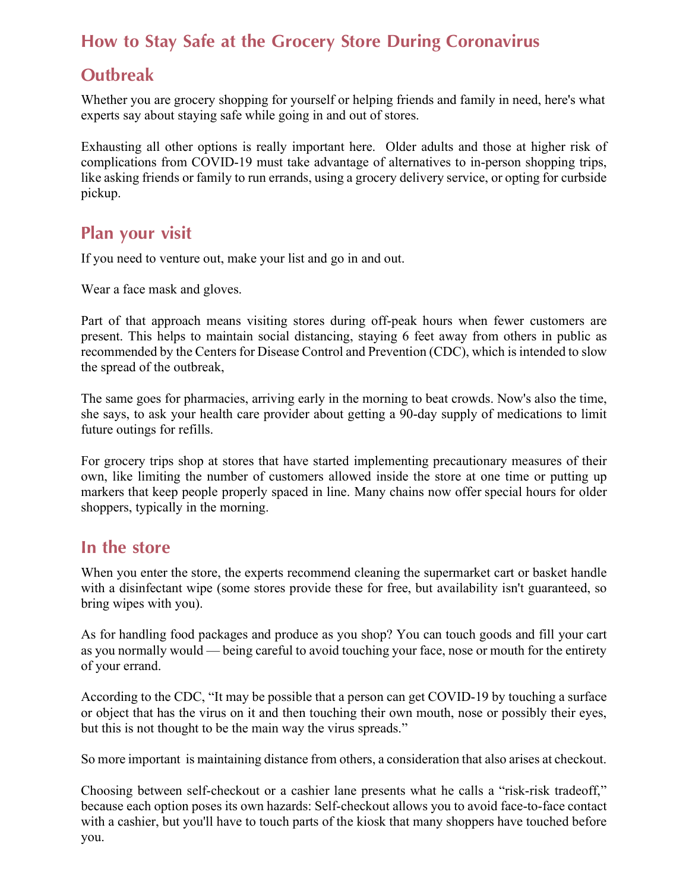## How to Stay Safe at the Grocery Store During Coronavirus Outbreak

Whether you are grocery shopping for yourself or helping friends and family in need, here's what experts say about staying safe while going in and out of stores.

Exhausting all other options is really important here. Older adults and those at higher risk of complications from COVID-19 must take advantage of alternatives to in-person shopping trips, like asking friends or family to run errands, using a grocery delivery service, or opting for curbside pickup.

## Plan your visit

If you need to venture out, make your list and go in and out.

Wear a face mask and gloves.

Part of that approach means visiting stores during off-peak hours when fewer customers are present. This helps to maintain social distancing, staying 6 feet away from others in public as recommended by the Centers for Disease Control and Prevention (CDC), which is intended to slow the spread of the outbreak,

The same goes for pharmacies, arriving early in the morning to beat crowds. Now's also the time, she says, to ask your health care provider about getting a 90-day supply of medications to limit future outings for refills.

For grocery trips shop at stores that have started implementing precautionary measures of their own, like limiting the number of customers allowed inside the store at one time or putting up markers that keep people properly spaced in line. Many chains now offer special hours for older shoppers, typically in the morning.

## In the store

When you enter the store, the experts recommend cleaning the supermarket cart or basket handle with a disinfectant wipe (some stores provide these for free, but availability isn't guaranteed, so bring wipes with you).

As for handling food packages and produce as you shop? You can touch goods and fill your cart as you normally would — being careful to avoid touching your face, nose or mouth for the entirety of your errand.

According to the CDC, "It may be possible that a person can get COVID-19 by touching a surface or object that has the virus on it and then touching their own mouth, nose or possibly their eyes, but this is not thought to be the main way the virus spreads."

So more important is maintaining distance from others, a consideration that also arises at checkout.

Choosing between self-checkout or a cashier lane presents what he calls a "risk-risk tradeoff," because each option poses its own hazards: Self-checkout allows you to avoid face-to-face contact with a cashier, but you'll have to touch parts of the kiosk that many shoppers have touched before you.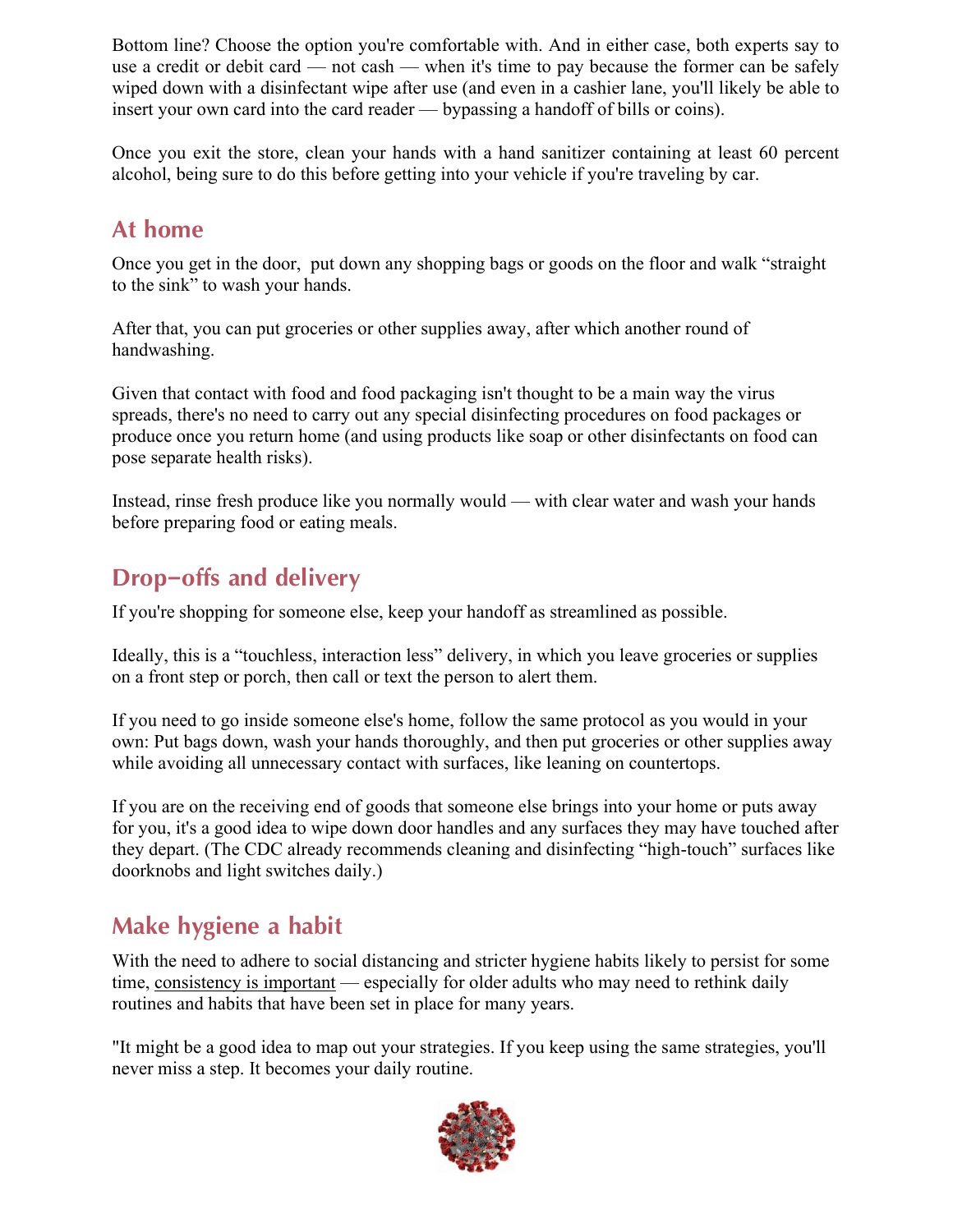Bottom line? Choose the option you're comfortable with. And in either case, both experts say to use a credit or debit card — not cash — when it's time to pay because the former can be safely wiped down with a disinfectant wipe after use (and even in a cashier lane, you'll likely be able to insert your own card into the card reader — bypassing a handoff of bills or coins).

Once you exit the store, clean your hands with a hand sanitizer containing at least 60 percent alcohol, being sure to do this before getting into your vehicle if you're traveling by car.

## At home

Once you get in the door, put down any shopping bags or goods on the floor and walk "straight to the sink" to wash your hands.

After that, you can put groceries or other supplies away, after which another round of handwashing.

Given that contact with food and food packaging isn't thought to be a main way the virus spreads, there's no need to carry out any special disinfecting procedures on food packages or produce once you return home (and using products like soap or other disinfectants on food can pose separate health risks).

Instead, rinse fresh produce like you normally would — with clear water and wash your hands before preparing food or eating meals.

## Drop-offs and delivery

If you're shopping for someone else, keep your handoff as streamlined as possible.

Ideally, this is a "touchless, interaction less" delivery, in which you leave groceries or supplies on a front step or porch, then call or text the person to alert them.

If you need to go inside someone else's home, follow the same protocol as you would in your own: Put bags down, wash your hands thoroughly, and then put groceries or other supplies away while avoiding all unnecessary contact with surfaces, like leaning on countertops.

If you are on the receiving end of goods that someone else brings into your home or puts away for you, it's a good idea to wipe down door handles and any surfaces they may have touched after they depart. (The CDC already recommends cleaning and disinfecting "high-touch" surfaces like doorknobs and light switches daily.)

## Make hygiene a habit

With the need to adhere to social distancing and stricter hygiene habits likely to persist for some time, consistency is important — especially for older adults who may need to rethink daily routines and habits that have been set in place for many years.

"It might be a good idea to map out your strategies. If you keep using the same strategies, you'll never miss a step. It becomes your daily routine.